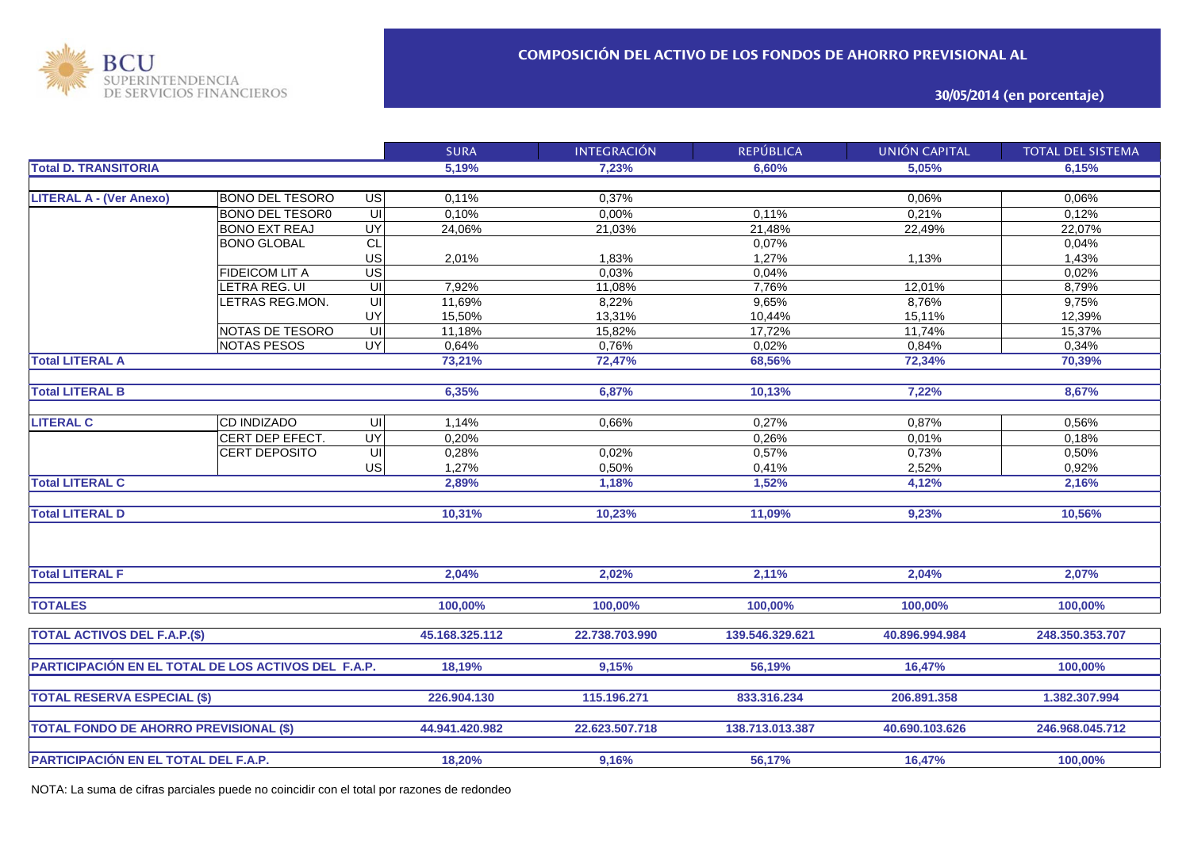BCU SUPERINTENDENCIA DE SERVICIOS FINANCIEROS

## COMPOSICIÓN DEL ACTIVO DE LOS FONDOS DE AHORRO PREVISIONAL AL

### 30/05/2014 (en porcentaje)

| | | | SURA | INTEGRACIÓN | REPÚBLICA | UNIÓN CAPITAL | TOTAL DEL SISTEMA |
|---|---|---|---|---|---|---|---|
| **Total D. TRANSITORIA** | | | **5,19%** | **7,23%** | **6,60%** | **5,05%** | **6,15%** |
| **LITERAL A - (Ver Anexo)** | BONO DEL TESORO | US | 0,11% | 0,37% | | 0,06% | 0,06% |
| | BONO DEL TESOR0 | UI | 0,10% | 0,00% | 0,11% | 0,21% | 0,12% |
| | BONO EXT REAJ | UY | 24,06% | 21,03% | 21,48% | 22,49% | 22,07% |
| | BONO GLOBAL | CL | | | 0,07% | | 0,04% |
| | | US | 2,01% | 1,83% | 1,27% | 1,13% | 1,43% |
| | FIDEICOM LIT A | US | | 0,03% | 0,04% | | 0,02% |
| | LETRA REG. UI | UI | 7,92% | 11,08% | 7,76% | 12,01% | 8,79% |
| | LETRAS REG.MON. | UI | 11,69% | 8,22% | 9,65% | 8,76% | 9,75% |
| | | UY | 15,50% | 13,31% | 10,44% | 15,11% | 12,39% |
| | NOTAS DE TESORO | UI | 11,18% | 15,82% | 17,72% | 11,74% | 15,37% |
| | NOTAS PESOS | UY | 0,64% | 0,76% | 0,02% | 0,84% | 0,34% |
| **Total LITERAL A** | | | **73,21%** | **72,47%** | **68,56%** | **72,34%** | **70,39%** |
| **Total LITERAL B** | | | **6,35%** | **6,87%** | **10,13%** | **7,22%** | **8,67%** |
| **LITERAL C** | CD INDIZADO | UI | 1,14% | 0,66% | 0,27% | 0,87% | 0,56% |
| | CERT DEP EFECT. | UY | 0,20% | | 0,26% | 0,01% | 0,18% |
| | CERT DEPOSITO | UI | 0,28% | 0,02% | 0,57% | 0,73% | 0,50% |
| | | US | 1,27% | 0,50% | 0,41% | 2,52% | 0,92% |
| **Total LITERAL C** | | | **2,89%** | **1,18%** | **1,52%** | **4,12%** | **2,16%** |
| **Total LITERAL D** | | | **10,31%** | **10,23%** | **11,09%** | **9,23%** | **10,56%** |
| **Total LITERAL F** | | | **2,04%** | **2,02%** | **2,11%** | **2,04%** | **2,07%** |
| **TOTALES** | | | **100,00%** | **100,00%** | **100,00%** | **100,00%** | **100,00%** |
| **TOTAL ACTIVOS DEL F.A.P.($)** | | | **45.168.325.112** | **22.738.703.990** | **139.546.329.621** | **40.896.994.984** | **248.350.353.707** |
| **PARTICIPACIÓN EN EL TOTAL DE LOS ACTIVOS DEL F.A.P.** | | | **18,19%** | **9,15%** | **56,19%** | **16,47%** | **100,00%** |
| **TOTAL RESERVA ESPECIAL ($)** | | | **226.904.130** | **115.196.271** | **833.316.234** | **206.891.358** | **1.382.307.994** |
| **TOTAL FONDO DE AHORRO PREVISIONAL ($)** | | | **44.941.420.982** | **22.623.507.718** | **138.713.013.387** | **40.690.103.626** | **246.968.045.712** |
| **PARTICIPACIÓN EN EL TOTAL DEL F.A.P.** | | | **18,20%** | **9,16%** | **56,17%** | **16,47%** | **100,00%** |

NOTA: La suma de cifras parciales puede no coincidir con el total por razones de redondeo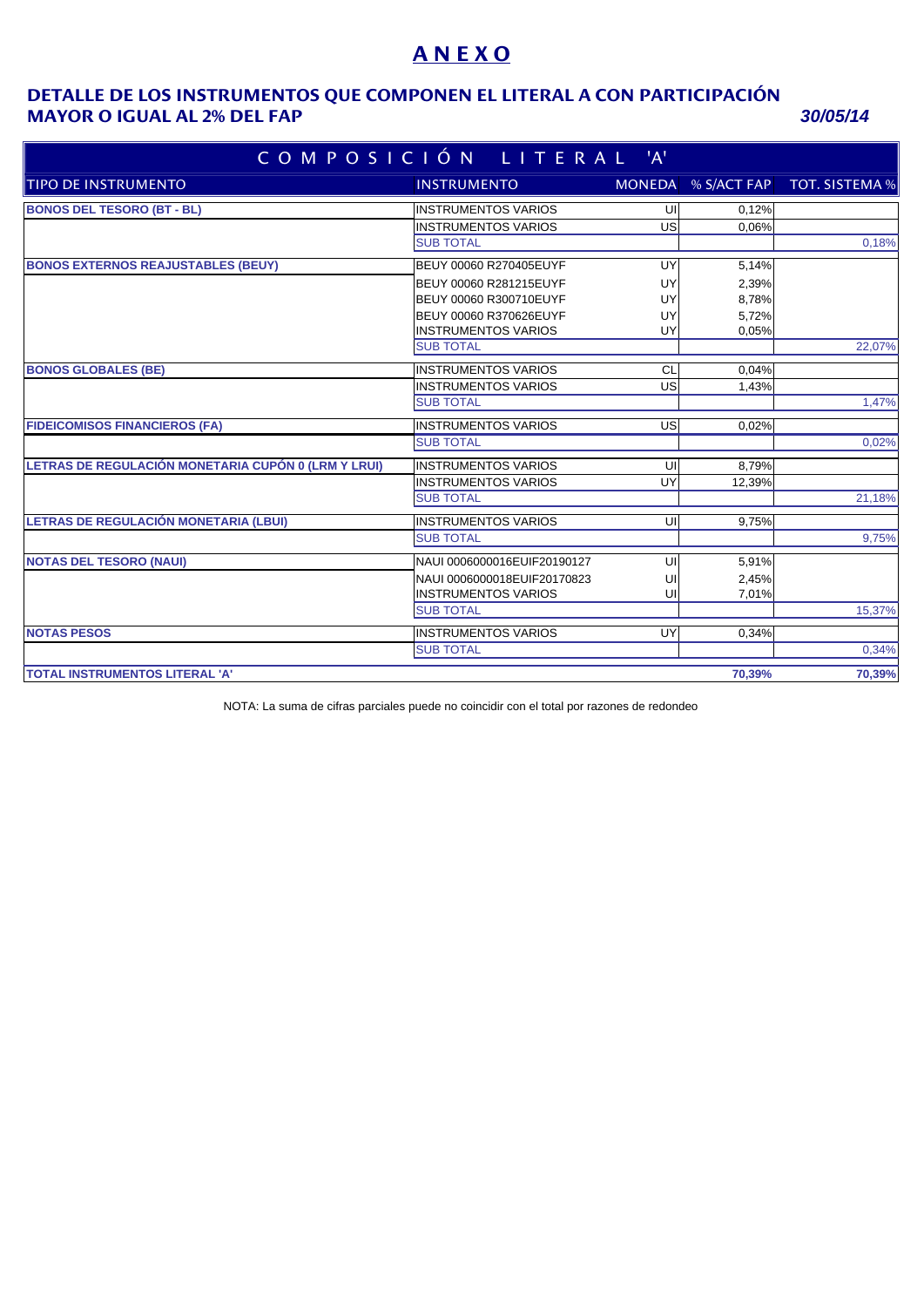# ANEXO

## DETALLE DE LOS INSTRUMENTOS QUE COMPONEN EL LITERAL A CON PARTICIPACIÓN MAYOR O IGUAL AL 2% DEL FAP

*30/05/14*

| COMPOSICIÓN LITERAL 'A' | | | | |
|---|---|---|---|---|
| **TIPO DE INSTRUMENTO** | **INSTRUMENTO** | **MONEDA** | **% S/ACT FAP** | **TOT. SISTEMA %** |
| **BONOS DEL TESORO (BT - BL)** | INSTRUMENTOS VARIOS | UI | 0,12% | |
| | INSTRUMENTOS VARIOS | US | 0,06% | |
| | SUB TOTAL | | | 0,18% |
| **BONOS EXTERNOS REAJUSTABLES (BEUY)** | BEUY 00060 R270405EUYF | UY | 5,14% | |
| | BEUY 00060 R281215EUYF | UY | 2,39% | |
| | BEUY 00060 R300710EUYF | UY | 8,78% | |
| | BEUY 00060 R370626EUYF | UY | 5,72% | |
| | INSTRUMENTOS VARIOS | UY | 0,05% | |
| | SUB TOTAL | | | 22,07% |
| **BONOS GLOBALES (BE)** | INSTRUMENTOS VARIOS | CL | 0,04% | |
| | INSTRUMENTOS VARIOS | US | 1,43% | |
| | SUB TOTAL | | | 1,47% |
| **FIDEICOMISOS FINANCIEROS (FA)** | INSTRUMENTOS VARIOS | US | 0,02% | |
| | SUB TOTAL | | | 0,02% |
| **LETRAS DE REGULACIÓN MONETARIA CUPÓN 0 (LRM Y LRUI)** | INSTRUMENTOS VARIOS | UI | 8,79% | |
| | INSTRUMENTOS VARIOS | UY | 12,39% | |
| | SUB TOTAL | | | 21,18% |
| **LETRAS DE REGULACIÓN MONETARIA (LBUI)** | INSTRUMENTOS VARIOS | UI | 9,75% | |
| | SUB TOTAL | | | 9,75% |
| **NOTAS DEL TESORO (NAUI)** | NAUI 0006000016EUIF20190127 | UI | 5,91% | |
| | NAUI 0006000018EUIF20170823 | UI | 2,45% | |
| | INSTRUMENTOS VARIOS | UI | 7,01% | |
| | SUB TOTAL | | | 15,37% |
| **NOTAS PESOS** | INSTRUMENTOS VARIOS | UY | 0,34% | |
| | SUB TOTAL | | | 0,34% |
| **TOTAL INSTRUMENTOS LITERAL 'A'** | | | **70,39%** | **70,39%** |

NOTA: La suma de cifras parciales puede no coincidir con el total por razones de redondeo